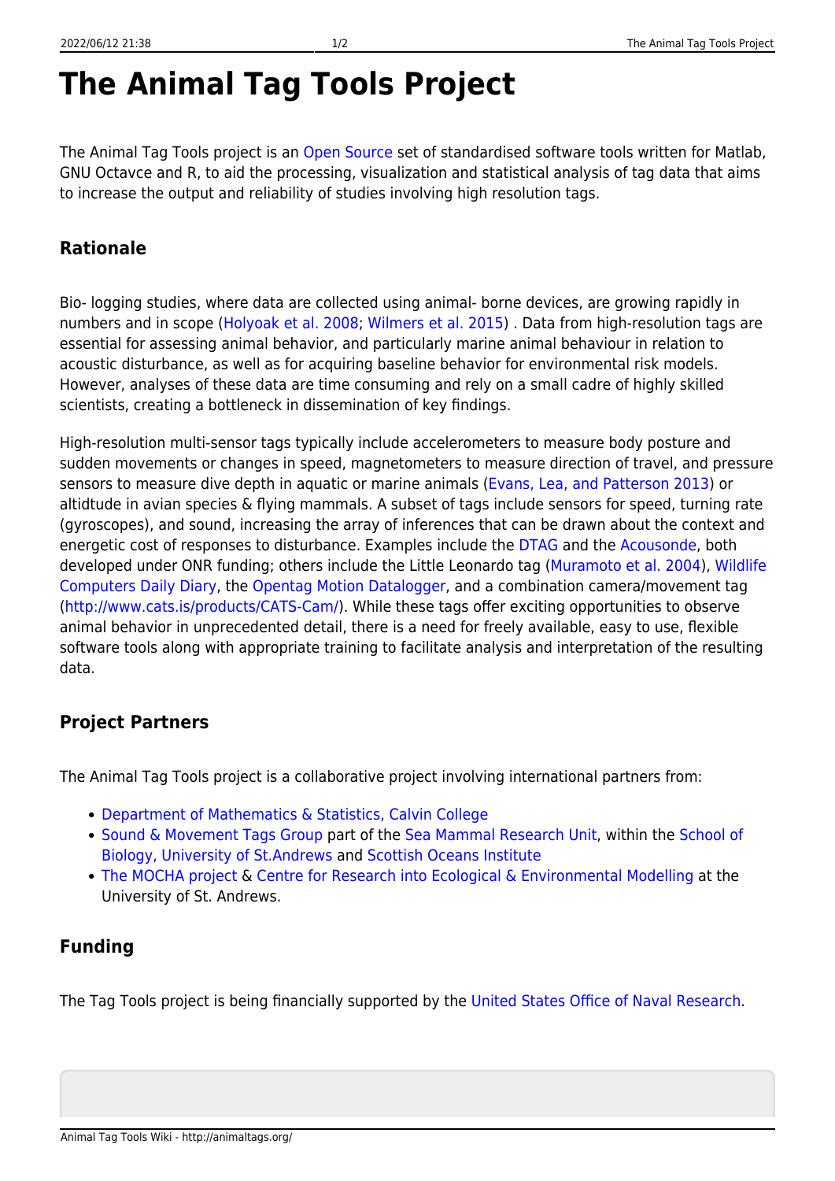# The Animal Tag Tools Project

The Animal Tag Tools project is an Open Source set of standardised software tools written for Matlab, GNU Octavce and R, to aid the processing, visualization and statistical analysis of tag data that aims to increase the output and reliability of studies involving high resolution tags.

## Rationale

Bio- logging studies, where data are collected using animal- borne devices, are growing rapidly in numbers and in scope (Holyoak et al. 2008; Wilmers et al. 2015) . Data from high-resolution tags are essential for assessing animal behavior, and particularly marine animal behaviour in relation to acoustic disturbance, as well as for acquiring baseline behavior for environmental risk models. However, analyses of these data are time consuming and rely on a small cadre of highly skilled scientists, creating a bottleneck in dissemination of key findings.

High-resolution multi-sensor tags typically include accelerometers to measure body posture and sudden movements or changes in speed, magnetometers to measure direction of travel, and pressure sensors to measure dive depth in aquatic or marine animals (Evans, Lea, and Patterson 2013) or altidtude in avian species & flying mammals. A subset of tags include sensors for speed, turning rate (gyroscopes), and sound, increasing the array of inferences that can be drawn about the context and energetic cost of responses to disturbance. Examples include the DTAG and the Acousonde, both developed under ONR funding; others include the Little Leonardo tag (Muramoto et al. 2004), Wildlife Computers Daily Diary, the Opentag Motion Datalogger, and a combination camera/movement tag (http://www.cats.is/products/CATS-Cam/). While these tags offer exciting opportunities to observe animal behavior in unprecedented detail, there is a need for freely available, easy to use, flexible software tools along with appropriate training to facilitate analysis and interpretation of the resulting data.

## Project Partners

The Animal Tag Tools project is a collaborative project involving international partners from:

- Department of Mathematics & Statistics, Calvin College
- Sound & Movement Tags Group part of the Sea Mammal Research Unit, within the School of Biology, University of St.Andrews and Scottish Oceans Institute
- The MOCHA project & Centre for Research into Ecological & Environmental Modelling at the University of St. Andrews.

## Funding

The Tag Tools project is being financially supported by the United States Office of Naval Research.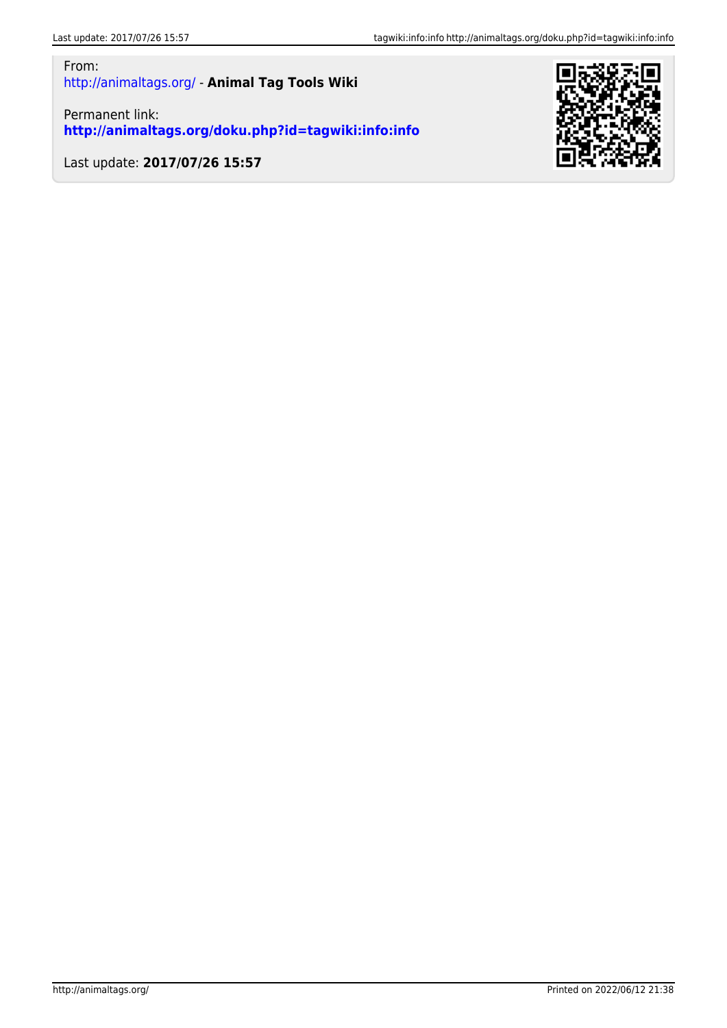From:
http://animaltags.org/ - **Animal Tag Tools Wiki**

Permanent link:
**http://animaltags.org/doku.php?id=tagwiki:info:info**

Last update: **2017/07/26 15:57**